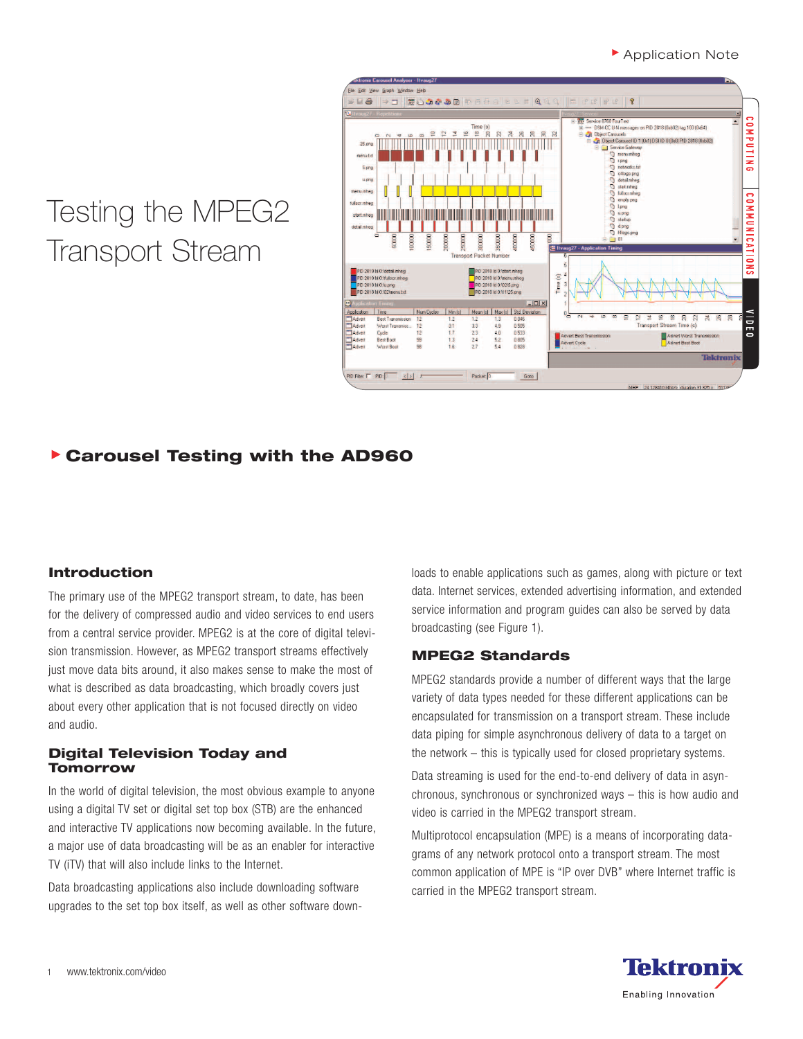# Testing the MPEG2 Transport Stream

## Carousel Testing with the AD960

### Introduction

The primary use of the MPEG2 transport stream, to date, has been for the delivery of compressed audio and video services to end users from a central service provider. MPEG2 is at the core of digital television transmission. However, as MPEG2 transport streams effectively just move data bits around, it also makes sense to make the most of what is described as data broadcasting, which broadly covers just about every other application that is not focused directly on video and audio.

### Digital Television Today and Tomorrow

In the world of digital television, the most obvious example to anyone using a digital TV set or digital set top box (STB) are the enhanced and interactive TV applications now becoming available. In the future, a major use of data broadcasting will be as an enabler for interactive TV (iTV) that will also include links to the Internet.

Data broadcasting applications also include downloading software upgrades to the set top box itself, as well as other software downloads to enable applications such as games, along with picture or text data. Internet services, extended advertising information, and extended service information and program guides can also be served by data broadcasting (see Figure 1).

### MPEG2 Standards

MPEG2 standards provide a number of different ways that the large variety of data types needed for these different applications can be encapsulated for transmission on a transport stream. These include data piping for simple asynchronous delivery of data to a target on the network – this is typically used for closed proprietary systems.

Data streaming is used for the end-to-end delivery of data in asynchronous, synchronous or synchronized ways – this is how audio and video is carried in the MPEG2 transport stream.

Multiprotocol encapsulation (MPE) is a means of incorporating datagrams of any network protocol onto a transport stream. The most common application of MPE is "IP over DVB" where Internet traffic is carried in the MPEG2 transport stream.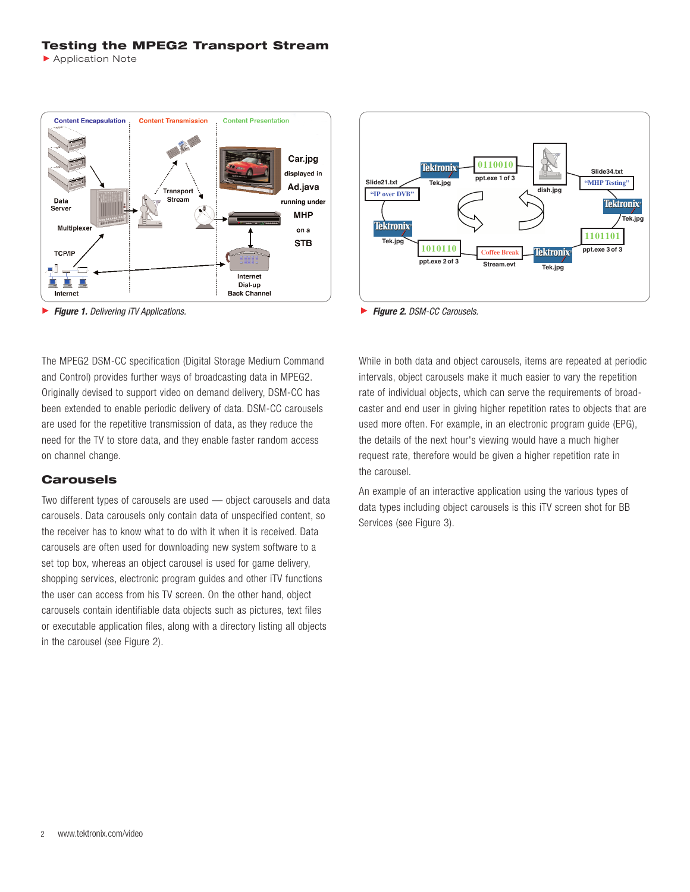**Figure 1.** Delivering iTV Applications.

**Figure 2.** DSM-CC Carousels.

The MPEG2 DSM-CC specification (Digital Storage Medium Command and Control) provides further ways of broadcasting data in MPEG2. Originally devised to support video on demand delivery, DSM-CC has been extended to enable periodic delivery of data. DSM-CC carousels are used for the repetitive transmission of data, as they reduce the need for the TV to store data, and they enable faster random access on channel change.

## Carousels

Two different types of carousels are used — object carousels and data carousels. Data carousels only contain data of unspecified content, so the receiver has to know what to do with it when it is received. Data carousels are often used for downloading new system software to a set top box, whereas an object carousel is used for game delivery, shopping services, electronic program guides and other iTV functions the user can access from his TV screen. On the other hand, object carousels contain identifiable data objects such as pictures, text files or executable application files, along with a directory listing all objects in the carousel (see Figure 2).

While in both data and object carousels, items are repeated at periodic intervals, object carousels make it much easier to vary the repetition rate of individual objects, which can serve the requirements of broadcaster and end user in giving higher repetition rates to objects that are used more often. For example, in an electronic program guide (EPG), the details of the next hour's viewing would have a much higher request rate, therefore would be given a higher repetition rate in the carousel.

An example of an interactive application using the various types of data types including object carousels is this iTV screen shot for BB Services (see Figure 3).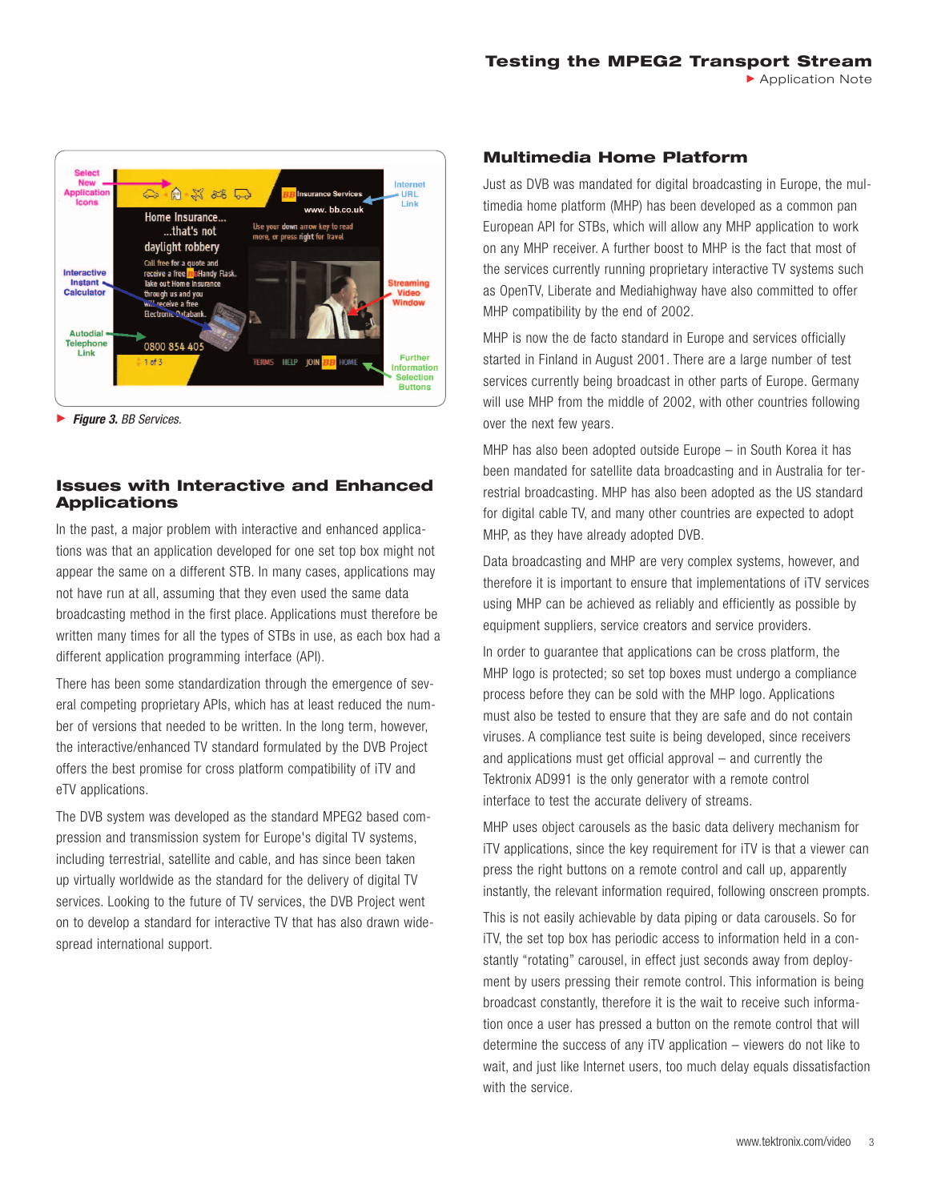Figure 3. BB Services.

## Issues with Interactive and Enhanced Applications

In the past, a major problem with interactive and enhanced applications was that an application developed for one set top box might not appear the same on a different STB. In many cases, applications may not have run at all, assuming that they even used the same data broadcasting method in the first place. Applications must therefore be written many times for all the types of STBs in use, as each box had a different application programming interface (API).

There has been some standardization through the emergence of several competing proprietary APIs, which has at least reduced the number of versions that needed to be written. In the long term, however, the interactive/enhanced TV standard formulated by the DVB Project offers the best promise for cross platform compatibility of iTV and eTV applications.

The DVB system was developed as the standard MPEG2 based compression and transmission system for Europe's digital TV systems, including terrestrial, satellite and cable, and has since been taken up virtually worldwide as the standard for the delivery of digital TV services. Looking to the future of TV services, the DVB Project went on to develop a standard for interactive TV that has also drawn widespread international support.

## Multimedia Home Platform

Just as DVB was mandated for digital broadcasting in Europe, the multimedia home platform (MHP) has been developed as a common pan European API for STBs, which will allow any MHP application to work on any MHP receiver. A further boost to MHP is the fact that most of the services currently running proprietary interactive TV systems such as OpenTV, Liberate and Mediahighway have also committed to offer MHP compatibility by the end of 2002.

MHP is now the de facto standard in Europe and services officially started in Finland in August 2001. There are a large number of test services currently being broadcast in other parts of Europe. Germany will use MHP from the middle of 2002, with other countries following over the next few years.

MHP has also been adopted outside Europe – in South Korea it has been mandated for satellite data broadcasting and in Australia for terrestrial broadcasting. MHP has also been adopted as the US standard for digital cable TV, and many other countries are expected to adopt MHP, as they have already adopted DVB.

Data broadcasting and MHP are very complex systems, however, and therefore it is important to ensure that implementations of iTV services using MHP can be achieved as reliably and efficiently as possible by equipment suppliers, service creators and service providers.

In order to guarantee that applications can be cross platform, the MHP logo is protected; so set top boxes must undergo a compliance process before they can be sold with the MHP logo. Applications must also be tested to ensure that they are safe and do not contain viruses. A compliance test suite is being developed, since receivers and applications must get official approval – and currently the Tektronix AD991 is the only generator with a remote control interface to test the accurate delivery of streams.

MHP uses object carousels as the basic data delivery mechanism for iTV applications, since the key requirement for iTV is that a viewer can press the right buttons on a remote control and call up, apparently instantly, the relevant information required, following onscreen prompts.

This is not easily achievable by data piping or data carousels. So for iTV, the set top box has periodic access to information held in a constantly "rotating" carousel, in effect just seconds away from deployment by users pressing their remote control. This information is being broadcast constantly, therefore it is the wait to receive such information once a user has pressed a button on the remote control that will determine the success of any iTV application – viewers do not like to wait, and just like Internet users, too much delay equals dissatisfaction with the service.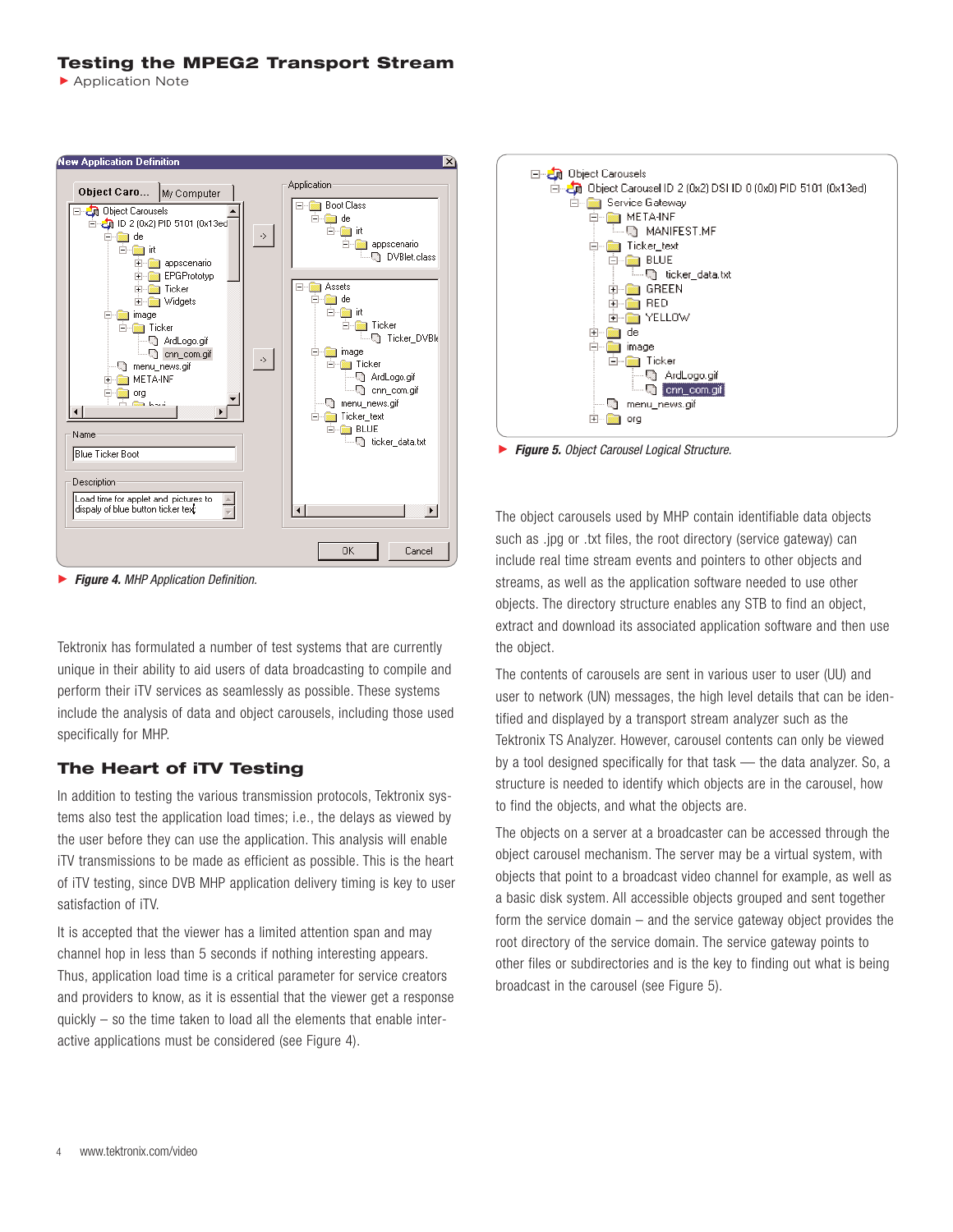► ***Figure 4.*** *MHP Application Definition.*

Tektronix has formulated a number of test systems that are currently unique in their ability to aid users of data broadcasting to compile and perform their iTV services as seamlessly as possible. These systems include the analysis of data and object carousels, including those used specifically for MHP.

## The Heart of iTV Testing

In addition to testing the various transmission protocols, Tektronix systems also test the application load times; i.e., the delays as viewed by the user before they can use the application. This analysis will enable iTV transmissions to be made as efficient as possible. This is the heart of iTV testing, since DVB MHP application delivery timing is key to user satisfaction of iTV.

It is accepted that the viewer has a limited attention span and may channel hop in less than 5 seconds if nothing interesting appears. Thus, application load time is a critical parameter for service creators and providers to know, as it is essential that the viewer get a response quickly – so the time taken to load all the elements that enable interactive applications must be considered (see Figure 4).

► ***Figure 5.*** *Object Carousel Logical Structure.*

The object carousels used by MHP contain identifiable data objects such as .jpg or .txt files, the root directory (service gateway) can include real time stream events and pointers to other objects and streams, as well as the application software needed to use other objects. The directory structure enables any STB to find an object, extract and download its associated application software and then use the object.

The contents of carousels are sent in various user to user (UU) and user to network (UN) messages, the high level details that can be identified and displayed by a transport stream analyzer such as the Tektronix TS Analyzer. However, carousel contents can only be viewed by a tool designed specifically for that task — the data analyzer. So, a structure is needed to identify which objects are in the carousel, how to find the objects, and what the objects are.

The objects on a server at a broadcaster can be accessed through the object carousel mechanism. The server may be a virtual system, with objects that point to a broadcast video channel for example, as well as a basic disk system. All accessible objects grouped and sent together form the service domain – and the service gateway object provides the root directory of the service domain. The service gateway points to other files or subdirectories and is the key to finding out what is being broadcast in the carousel (see Figure 5).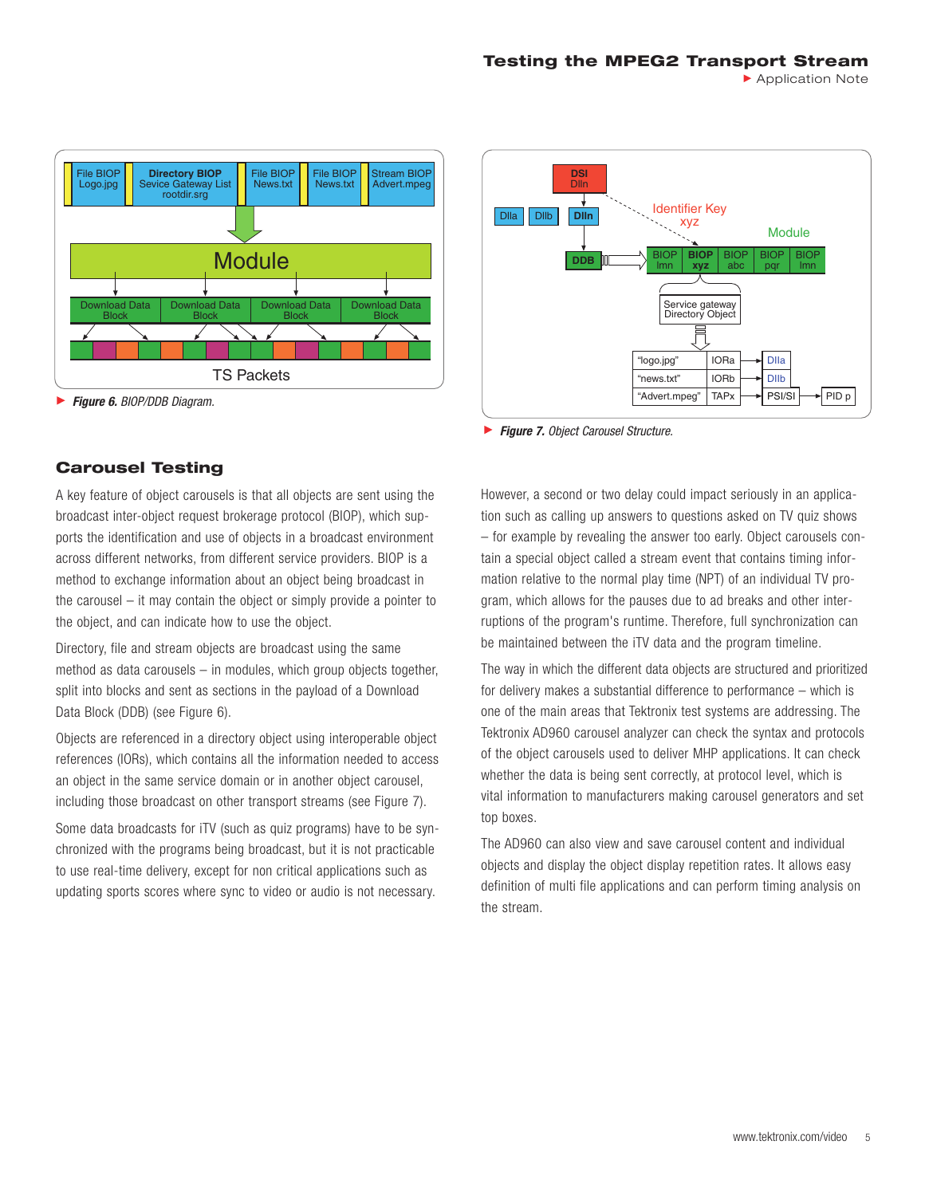▶ ***Figure 6.*** *BIOP/DDB Diagram.*

▶ ***Figure 7.*** *Object Carousel Structure.*

## Carousel Testing

A key feature of object carousels is that all objects are sent using the broadcast inter-object request brokerage protocol (BIOP), which supports the identification and use of objects in a broadcast environment across different networks, from different service providers. BIOP is a method to exchange information about an object being broadcast in the carousel – it may contain the object or simply provide a pointer to the object, and can indicate how to use the object.

Directory, file and stream objects are broadcast using the same method as data carousels – in modules, which group objects together, split into blocks and sent as sections in the payload of a Download Data Block (DDB) (see Figure 6).

Objects are referenced in a directory object using interoperable object references (IORs), which contains all the information needed to access an object in the same service domain or in another object carousel, including those broadcast on other transport streams (see Figure 7).

Some data broadcasts for iTV (such as quiz programs) have to be synchronized with the programs being broadcast, but it is not practicable to use real-time delivery, except for non critical applications such as updating sports scores where sync to video or audio is not necessary.

However, a second or two delay could impact seriously in an application such as calling up answers to questions asked on TV quiz shows – for example by revealing the answer too early. Object carousels contain a special object called a stream event that contains timing information relative to the normal play time (NPT) of an individual TV program, which allows for the pauses due to ad breaks and other interruptions of the program's runtime. Therefore, full synchronization can be maintained between the iTV data and the program timeline.

The way in which the different data objects are structured and prioritized for delivery makes a substantial difference to performance – which is one of the main areas that Tektronix test systems are addressing. The Tektronix AD960 carousel analyzer can check the syntax and protocols of the object carousels used to deliver MHP applications. It can check whether the data is being sent correctly, at protocol level, which is vital information to manufacturers making carousel generators and set top boxes.

The AD960 can also view and save carousel content and individual objects and display the object display repetition rates. It allows easy definition of multi file applications and can perform timing analysis on the stream.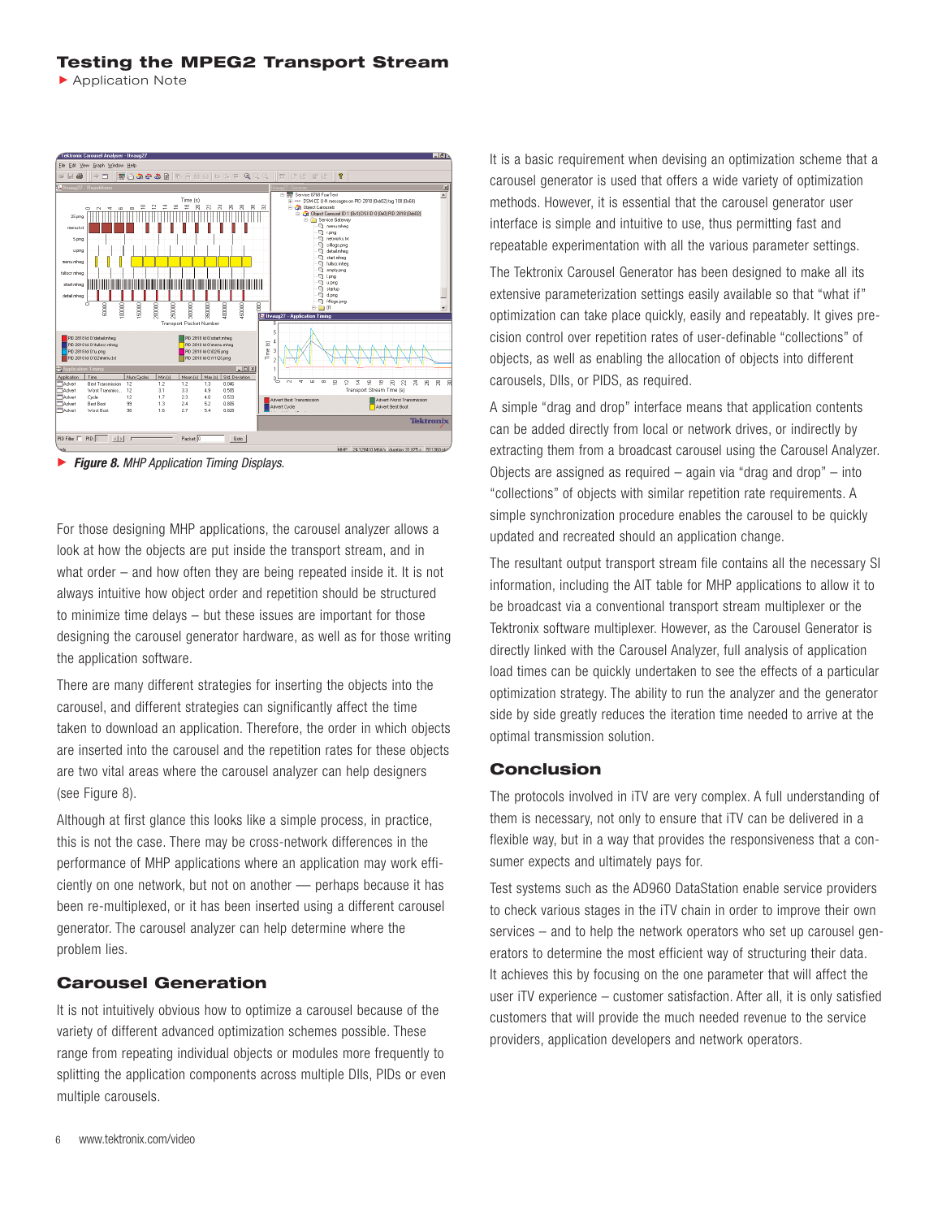*Figure 8. MHP Application Timing Displays.*

For those designing MHP applications, the carousel analyzer allows a look at how the objects are put inside the transport stream, and in what order – and how often they are being repeated inside it. It is not always intuitive how object order and repetition should be structured to minimize time delays – but these issues are important for those designing the carousel generator hardware, as well as for those writing the application software.

There are many different strategies for inserting the objects into the carousel, and different strategies can significantly affect the time taken to download an application. Therefore, the order in which objects are inserted into the carousel and the repetition rates for these objects are two vital areas where the carousel analyzer can help designers (see Figure 8).

Although at first glance this looks like a simple process, in practice, this is not the case. There may be cross-network differences in the performance of MHP applications where an application may work efficiently on one network, but not on another — perhaps because it has been re-multiplexed, or it has been inserted using a different carousel generator. The carousel analyzer can help determine where the problem lies.

## Carousel Generation

It is not intuitively obvious how to optimize a carousel because of the variety of different advanced optimization schemes possible. These range from repeating individual objects or modules more frequently to splitting the application components across multiple DIIs, PIDs or even multiple carousels.

It is a basic requirement when devising an optimization scheme that a carousel generator is used that offers a wide variety of optimization methods. However, it is essential that the carousel generator user interface is simple and intuitive to use, thus permitting fast and repeatable experimentation with all the various parameter settings.

The Tektronix Carousel Generator has been designed to make all its extensive parameterization settings easily available so that "what if" optimization can take place quickly, easily and repeatably. It gives precision control over repetition rates of user-definable "collections" of objects, as well as enabling the allocation of objects into different carousels, DIIs, or PIDS, as required.

A simple "drag and drop" interface means that application contents can be added directly from local or network drives, or indirectly by extracting them from a broadcast carousel using the Carousel Analyzer. Objects are assigned as required – again via "drag and drop" – into "collections" of objects with similar repetition rate requirements. A simple synchronization procedure enables the carousel to be quickly updated and recreated should an application change.

The resultant output transport stream file contains all the necessary SI information, including the AIT table for MHP applications to allow it to be broadcast via a conventional transport stream multiplexer or the Tektronix software multiplexer. However, as the Carousel Generator is directly linked with the Carousel Analyzer, full analysis of application load times can be quickly undertaken to see the effects of a particular optimization strategy. The ability to run the analyzer and the generator side by side greatly reduces the iteration time needed to arrive at the optimal transmission solution.

## Conclusion

The protocols involved in iTV are very complex. A full understanding of them is necessary, not only to ensure that iTV can be delivered in a flexible way, but in a way that provides the responsiveness that a consumer expects and ultimately pays for.

Test systems such as the AD960 DataStation enable service providers to check various stages in the iTV chain in order to improve their own services – and to help the network operators who set up carousel generators to determine the most efficient way of structuring their data. It achieves this by focusing on the one parameter that will affect the user iTV experience – customer satisfaction. After all, it is only satisfied customers that will provide the much needed revenue to the service providers, application developers and network operators.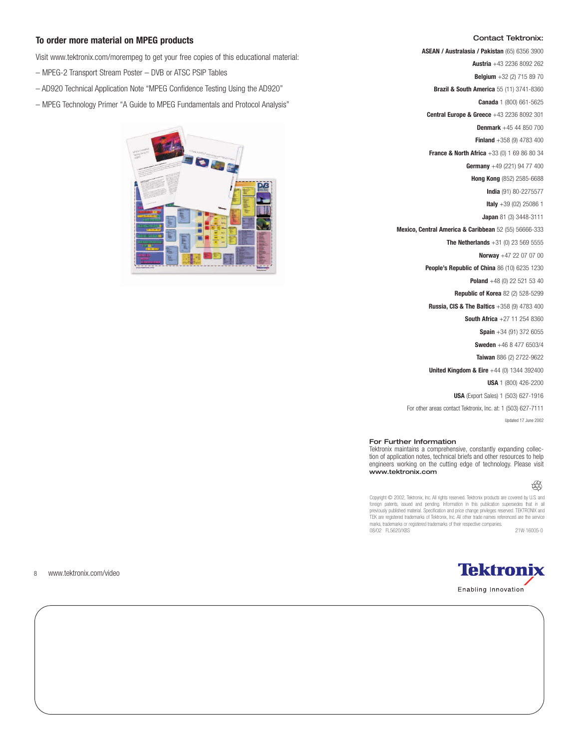## To order more material on MPEG products

Visit www.tektronix.com/morempeg to get your free copies of this educational material:

– MPEG-2 Transport Stream Poster – DVB or ATSC PSIP Tables

– AD920 Technical Application Note "MPEG Confidence Testing Using the AD920"

– MPEG Technology Primer "A Guide to MPEG Fundamentals and Protocol Analysis"

### Contact Tektronix:

**ASEAN / Australasia / Pakistan** (65) 6356 3900

**Austria** +43 2236 8092 262

**Belgium** +32 (2) 715 89 70

**Brazil & South America** 55 (11) 3741-8360

**Canada** 1 (800) 661-5625

**Central Europe & Greece** +43 2236 8092 301

**Denmark** +45 44 850 700

**Finland** +358 (9) 4783 400

**France & North Africa** +33 (0) 1 69 86 80 34

**Germany** +49 (221) 94 77 400

**Hong Kong** (852) 2585-6688

**India** (91) 80-2275577

**Italy** +39 (02) 25086 1

**Japan** 81 (3) 3448-3111

**Mexico, Central America & Caribbean** 52 (55) 56666-333

**The Netherlands** +31 (0) 23 569 5555

**Norway** +47 22 07 07 00

**People's Republic of China** 86 (10) 6235 1230

**Poland** +48 (0) 22 521 53 40

**Republic of Korea** 82 (2) 528-5299

**Russia, CIS & The Baltics** +358 (9) 4783 400

**South Africa** +27 11 254 8360

**Spain** +34 (91) 372 6055

**Sweden** +46 8 477 6503/4

**Taiwan** 886 (2) 2722-9622

**United Kingdom & Eire** +44 (0) 1344 392400

**USA** 1 (800) 426-2200

**USA** (Export Sales) 1 (503) 627-1916

For other areas contact Tektronix, Inc. at: 1 (503) 627-7111

Updated 17 June 2002

### For Further Information

Tektronix maintains a comprehensive, constantly expanding collection of application notes, technical briefs and other resources to help engineers working on the cutting edge of technology. Please visit **www.tektronix.com**

Copyright © 2002, Tektronix, Inc. All rights reserved. Tektronix products are covered by U.S. and foreign patents, issued and pending. Information in this publication supersedes that in all previously published material. Specification and price change privileges reserved. TEKTRONIX and TEK are registered trademarks of Tektronix, Inc. All other trade names referenced are the service marks, trademarks or registered trademarks of their respective companies.

08/02 FL5620/XBS 21W-16005-0

www.tektronix.com/video

Tektronix

Enabling Innovation